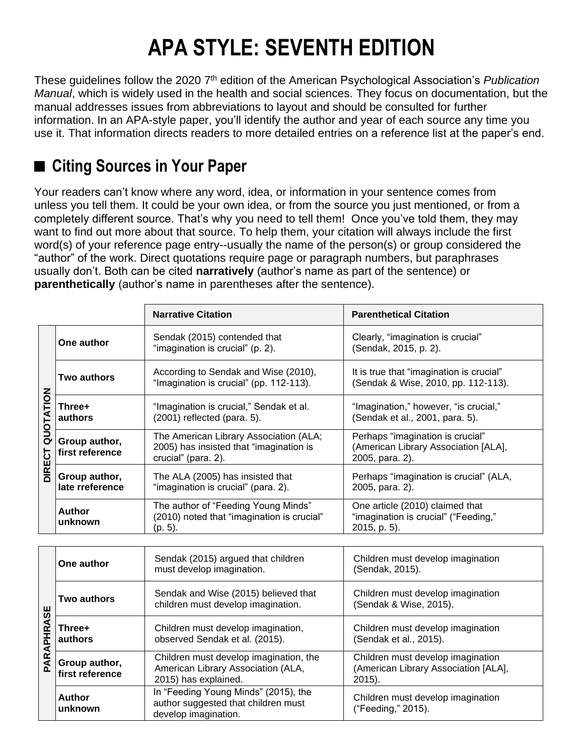# APA STYLE: SEVENTH EDITION

These guidelines follow the 2020 7th edition of the American Psychological Association's *Publication Manual*, which is widely used in the health and social sciences. They focus on documentation, but the manual addresses issues from abbreviations to layout and should be consulted for further information. In an APA-style paper, you'll identify the author and year of each source any time you use it. That information directs readers to more detailed entries on a reference list at the paper's end.

## ■ Citing Sources in Your Paper

Your readers can't know where any word, idea, or information in your sentence comes from unless you tell them. It could be your own idea, or from the source you just mentioned, or from a completely different source. That's why you need to tell them! Once you've told them, they may want to find out more about that source. To help them, your citation will always include the first word(s) of your reference page entry--usually the name of the person(s) or group considered the "author" of the work. Direct quotations require page or paragraph numbers, but paraphrases usually don't. Both can be cited **narratively** (author's name as part of the sentence) or **parenthetically** (author's name in parentheses after the sentence).

| | | Narrative Citation | Parenthetical Citation |
|---|---|---|---|
| DIRECT QUOTATION | **One author** | Sendak (2015) contended that "imagination is crucial" (p. 2). | Clearly, "imagination is crucial" (Sendak, 2015, p. 2). |
| | **Two authors** | According to Sendak and Wise (2010), "Imagination is crucial" (pp. 112-113). | It is true that "imagination is crucial" (Sendak & Wise, 2010, pp. 112-113). |
| | **Three+ authors** | "Imagination is crucial," Sendak et al. (2001) reflected (para. 5). | "Imagination," however, "is crucial," (Sendak et al., 2001, para. 5). |
| | **Group author, first reference** | The American Library Association (ALA; 2005) has insisted that "imagination is crucial" (para. 2). | Perhaps "imagination is crucial" (American Library Association [ALA], 2005, para. 2). |
| | **Group author, late rreference** | The ALA (2005) has insisted that "imagination is crucial" (para. 2). | Perhaps "imagination is crucial" (ALA, 2005, para. 2). |
| | **Author unknown** | The author of "Feeding Young Minds" (2010) noted that "imagination is crucial" (p. 5). | One article (2010) claimed that "imagination is crucial" ("Feeding," 2015, p. 5). |

| | | Narrative Citation | Parenthetical Citation |
|---|---|---|---|
| PARAPHRASE | **One author** | Sendak (2015) argued that children must develop imagination. | Children must develop imagination (Sendak, 2015). |
| | **Two authors** | Sendak and Wise (2015) believed that children must develop imagination. | Children must develop imagination (Sendak & Wise, 2015). |
| | **Three+ authors** | Children must develop imagination, observed Sendak et al. (2015). | Children must develop imagination (Sendak et al., 2015). |
| | **Group author, first reference** | Children must develop imagination, the American Library Association (ALA, 2015) has explained. | Children must develop imagination (American Library Association [ALA], 2015). |
| | **Author unknown** | In "Feeding Young Minds" (2015), the author suggested that children must develop imagination. | Children must develop imagination ("Feeding," 2015). |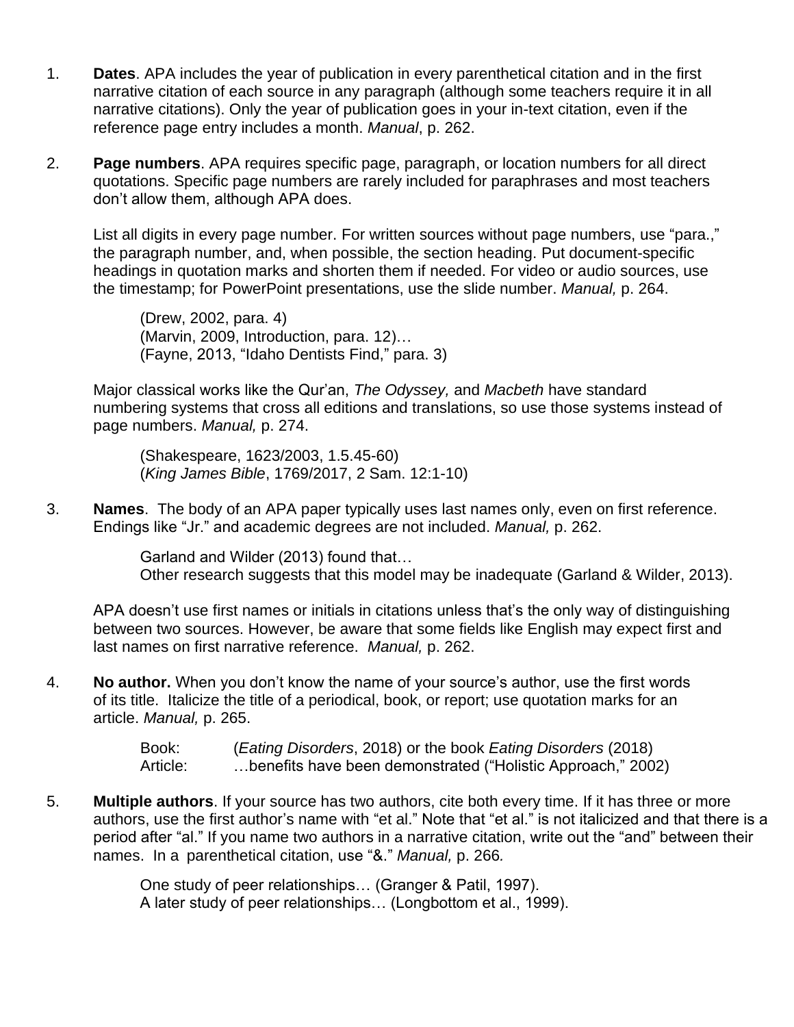1. **Dates**. APA includes the year of publication in every parenthetical citation and in the first narrative citation of each source in any paragraph (although some teachers require it in all narrative citations). Only the year of publication goes in your in-text citation, even if the reference page entry includes a month. *Manual*, p. 262.

2. **Page numbers**. APA requires specific page, paragraph, or location numbers for all direct quotations. Specific page numbers are rarely included for paraphrases and most teachers don't allow them, although APA does.

   List all digits in every page number. For written sources without page numbers, use "para.," the paragraph number, and, when possible, the section heading. Put document-specific headings in quotation marks and shorten them if needed. For video or audio sources, use the timestamp; for PowerPoint presentations, use the slide number. *Manual,* p. 264.

   > (Drew, 2002, para. 4)
   > (Marvin, 2009, Introduction, para. 12)…
   > (Fayne, 2013, "Idaho Dentists Find," para. 3)

   Major classical works like the Qur'an, *The Odyssey,* and *Macbeth* have standard numbering systems that cross all editions and translations, so use those systems instead of page numbers. *Manual,* p. 274.

   > (Shakespeare, 1623/2003, 1.5.45-60)
   > (*King James Bible*, 1769/2017, 2 Sam. 12:1-10)

3. **Names**. The body of an APA paper typically uses last names only, even on first reference. Endings like "Jr." and academic degrees are not included. *Manual,* p. 262.

   > Garland and Wilder (2013) found that…
   > Other research suggests that this model may be inadequate (Garland & Wilder, 2013).

   APA doesn't use first names or initials in citations unless that's the only way of distinguishing between two sources. However, be aware that some fields like English may expect first and last names on first narrative reference. *Manual,* p. 262.

4. **No author.** When you don't know the name of your source's author, use the first words of its title. Italicize the title of a periodical, book, or report; use quotation marks for an article. *Manual,* p. 265.

   > Book: (*Eating Disorders*, 2018) or the book *Eating Disorders* (2018)
   > Article: …benefits have been demonstrated ("Holistic Approach," 2002)

5. **Multiple authors**. If your source has two authors, cite both every time. If it has three or more authors, use the first author's name with "et al." Note that "et al." is not italicized and that there is a period after "al." If you name two authors in a narrative citation, write out the "and" between their names. In a parenthetical citation, use "&." *Manual,* p. 266*.*

   > One study of peer relationships… (Granger & Patil, 1997).
   > A later study of peer relationships… (Longbottom et al., 1999).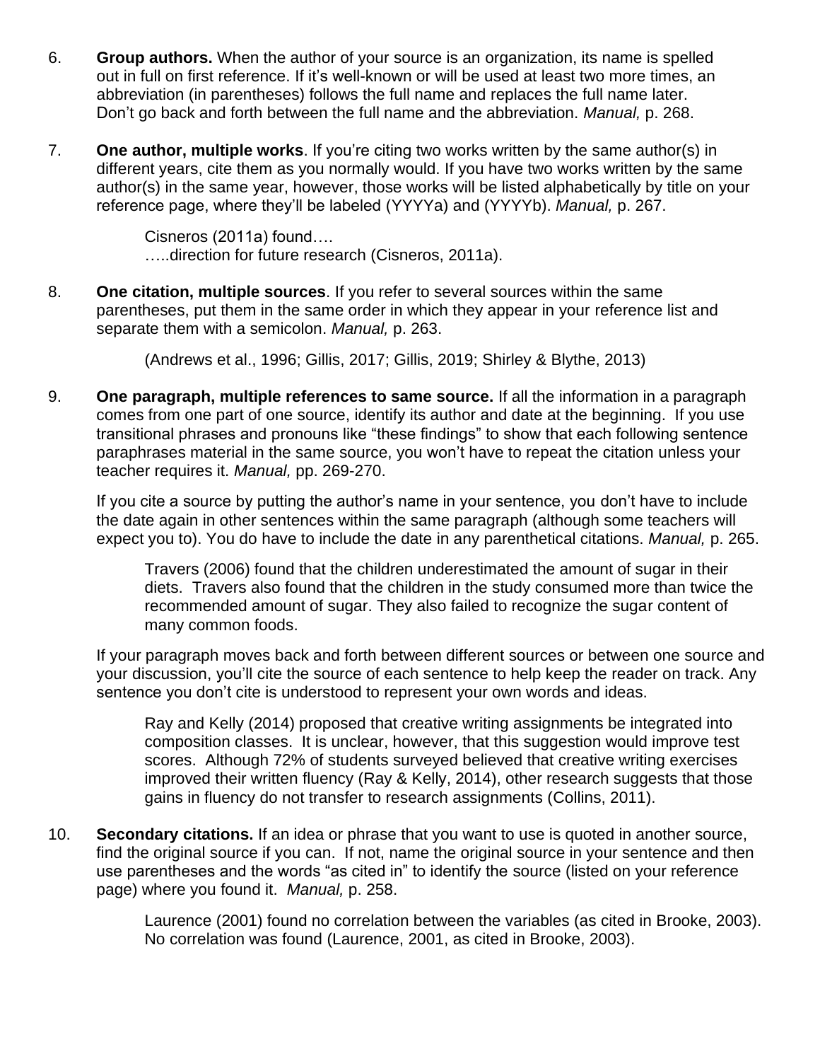6. **Group authors.** When the author of your source is an organization, its name is spelled out in full on first reference. If it's well-known or will be used at least two more times, an abbreviation (in parentheses) follows the full name and replaces the full name later. Don't go back and forth between the full name and the abbreviation. *Manual,* p. 268.

7. **One author, multiple works**. If you're citing two works written by the same author(s) in different years, cite them as you normally would. If you have two works written by the same author(s) in the same year, however, those works will be listed alphabetically by title on your reference page, where they'll be labeled (YYYYa) and (YYYYb). *Manual,* p. 267.

   > Cisneros (2011a) found….
   > …..direction for future research (Cisneros, 2011a).

8. **One citation, multiple sources**. If you refer to several sources within the same parentheses, put them in the same order in which they appear in your reference list and separate them with a semicolon. *Manual,* p. 263.

   > (Andrews et al., 1996; Gillis, 2017; Gillis, 2019; Shirley & Blythe, 2013)

9. **One paragraph, multiple references to same source.** If all the information in a paragraph comes from one part of one source, identify its author and date at the beginning. If you use transitional phrases and pronouns like "these findings" to show that each following sentence paraphrases material in the same source, you won't have to repeat the citation unless your teacher requires it. *Manual,* pp. 269-270.

   If you cite a source by putting the author's name in your sentence, you don't have to include the date again in other sentences within the same paragraph (although some teachers will expect you to). You do have to include the date in any parenthetical citations. *Manual,* p. 265.

   > Travers (2006) found that the children underestimated the amount of sugar in their diets. Travers also found that the children in the study consumed more than twice the recommended amount of sugar. They also failed to recognize the sugar content of many common foods.

   If your paragraph moves back and forth between different sources or between one source and your discussion, you'll cite the source of each sentence to help keep the reader on track. Any sentence you don't cite is understood to represent your own words and ideas.

   > Ray and Kelly (2014) proposed that creative writing assignments be integrated into composition classes. It is unclear, however, that this suggestion would improve test scores. Although 72% of students surveyed believed that creative writing exercises improved their written fluency (Ray & Kelly, 2014), other research suggests that those gains in fluency do not transfer to research assignments (Collins, 2011).

10. **Secondary citations.** If an idea or phrase that you want to use is quoted in another source, find the original source if you can. If not, name the original source in your sentence and then use parentheses and the words "as cited in" to identify the source (listed on your reference page) where you found it. *Manual,* p. 258.

    > Laurence (2001) found no correlation between the variables (as cited in Brooke, 2003).
    > No correlation was found (Laurence, 2001, as cited in Brooke, 2003).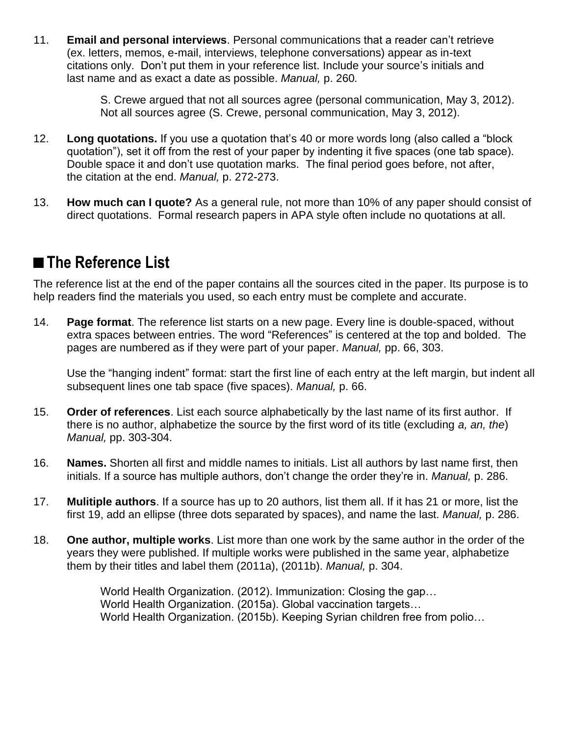11. **Email and personal interviews**. Personal communications that a reader can't retrieve (ex. letters, memos, e-mail, interviews, telephone conversations) appear as in-text citations only. Don't put them in your reference list. Include your source's initials and last name and as exact a date as possible. *Manual,* p. 260*.*

    S. Crewe argued that not all sources agree (personal communication, May 3, 2012).
    Not all sources agree (S. Crewe, personal communication, May 3, 2012).

12. **Long quotations.** If you use a quotation that's 40 or more words long (also called a "block quotation"), set it off from the rest of your paper by indenting it five spaces (one tab space). Double space it and don't use quotation marks. The final period goes before, not after, the citation at the end. *Manual,* p. 272-273.

13. **How much can I quote?** As a general rule, not more than 10% of any paper should consist of direct quotations. Formal research papers in APA style often include no quotations at all.

## ■ The Reference List

The reference list at the end of the paper contains all the sources cited in the paper. Its purpose is to help readers find the materials you used, so each entry must be complete and accurate.

14. **Page format**. The reference list starts on a new page. Every line is double-spaced, without extra spaces between entries. The word "References" is centered at the top and bolded. The pages are numbered as if they were part of your paper. *Manual,* pp. 66, 303.

    Use the "hanging indent" format: start the first line of each entry at the left margin, but indent all subsequent lines one tab space (five spaces). *Manual,* p. 66.

15. **Order of references**. List each source alphabetically by the last name of its first author. If there is no author, alphabetize the source by the first word of its title (excluding *a, an, the*) *Manual,* pp. 303-304.

16. **Names.** Shorten all first and middle names to initials. List all authors by last name first, then initials. If a source has multiple authors, don't change the order they're in. *Manual,* p. 286.

17. **Mulitiple authors**. If a source has up to 20 authors, list them all. If it has 21 or more, list the first 19, add an ellipse (three dots separated by spaces), and name the last. *Manual,* p. 286.

18. **One author, multiple works**. List more than one work by the same author in the order of the years they were published. If multiple works were published in the same year, alphabetize them by their titles and label them (2011a), (2011b). *Manual,* p. 304.

    World Health Organization. (2012). Immunization: Closing the gap…
    World Health Organization. (2015a). Global vaccination targets…
    World Health Organization. (2015b). Keeping Syrian children free from polio…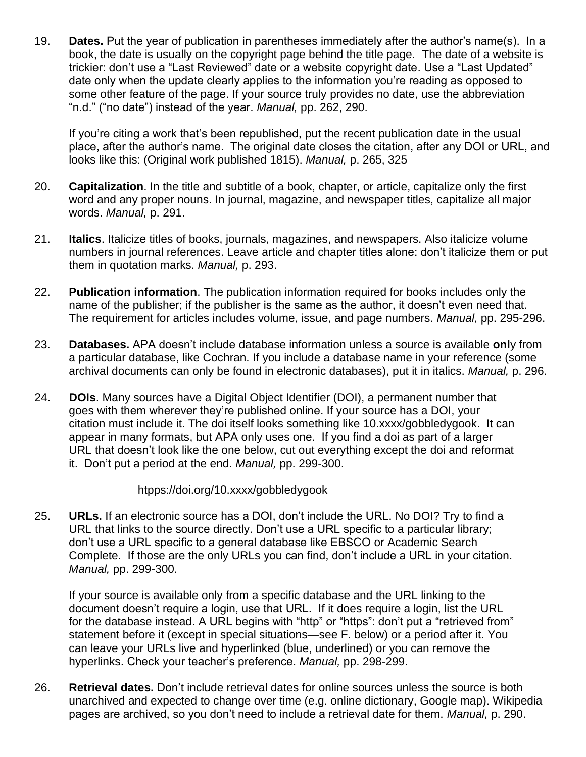19. **Dates.** Put the year of publication in parentheses immediately after the author's name(s). In a book, the date is usually on the copyright page behind the title page. The date of a website is trickier: don't use a "Last Reviewed" date or a website copyright date. Use a "Last Updated" date only when the update clearly applies to the information you're reading as opposed to some other feature of the page. If your source truly provides no date, use the abbreviation "n.d." ("no date") instead of the year. *Manual,* pp. 262, 290.

    If you're citing a work that's been republished, put the recent publication date in the usual place, after the author's name. The original date closes the citation, after any DOI or URL, and looks like this: (Original work published 1815). *Manual,* p. 265, 325

20. **Capitalization**. In the title and subtitle of a book, chapter, or article, capitalize only the first word and any proper nouns. In journal, magazine, and newspaper titles, capitalize all major words. *Manual,* p. 291.

21. **Italics**. Italicize titles of books, journals, magazines, and newspapers. Also italicize volume numbers in journal references. Leave article and chapter titles alone: don't italicize them or put them in quotation marks. *Manual,* p. 293.

22. **Publication information**. The publication information required for books includes only the name of the publisher; if the publisher is the same as the author, it doesn't even need that. The requirement for articles includes volume, issue, and page numbers. *Manual,* pp. 295-296.

23. **Databases.** APA doesn't include database information unless a source is available **onl**y from a particular database, like Cochran. If you include a database name in your reference (some archival documents can only be found in electronic databases), put it in italics. *Manual,* p. 296.

24. **DOIs**. Many sources have a Digital Object Identifier (DOI), a permanent number that goes with them wherever they're published online. If your source has a DOI, your citation must include it. The doi itself looks something like 10.xxxx/gobbledygook. It can appear in many formats, but APA only uses one. If you find a doi as part of a larger URL that doesn't look like the one below, cut out everything except the doi and reformat it. Don't put a period at the end. *Manual,* pp. 299-300.

    htpps://doi.org/10.xxxx/gobbledygook

25. **URLs.** If an electronic source has a DOI, don't include the URL. No DOI? Try to find a URL that links to the source directly. Don't use a URL specific to a particular library; don't use a URL specific to a general database like EBSCO or Academic Search Complete. If those are the only URLs you can find, don't include a URL in your citation. *Manual,* pp. 299-300.

    If your source is available only from a specific database and the URL linking to the document doesn't require a login, use that URL. If it does require a login, list the URL for the database instead. A URL begins with "http" or "https": don't put a "retrieved from" statement before it (except in special situations—see F. below) or a period after it. You can leave your URLs live and hyperlinked (blue, underlined) or you can remove the hyperlinks. Check your teacher's preference. *Manual,* pp. 298-299.

26. **Retrieval dates.** Don't include retrieval dates for online sources unless the source is both unarchived and expected to change over time (e.g. online dictionary, Google map). Wikipedia pages are archived, so you don't need to include a retrieval date for them. *Manual,* p. 290.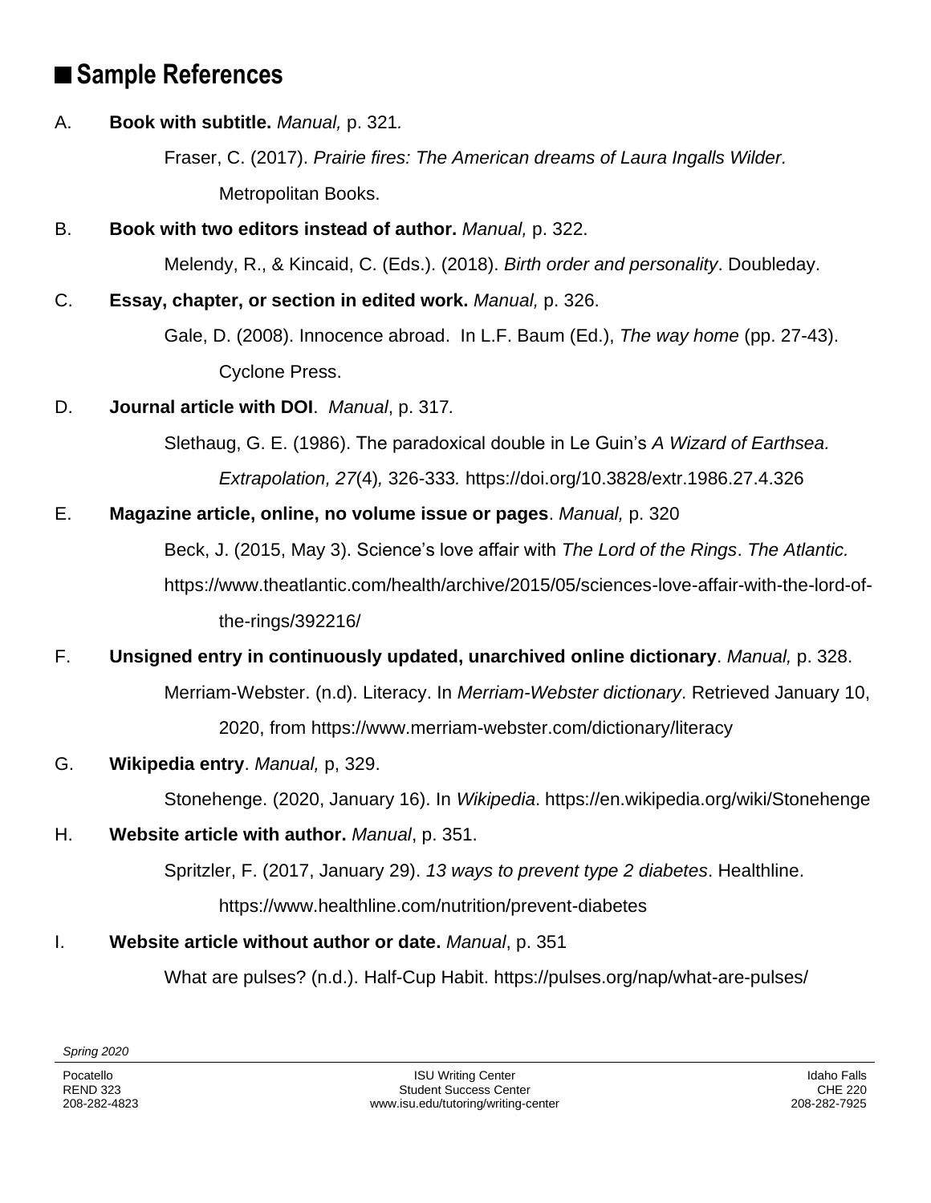## ■ Sample References

A. **Book with subtitle.** *Manual,* p. 321*.*

Fraser, C. (2017). *Prairie fires: The American dreams of Laura Ingalls Wilder.* Metropolitan Books.

B. **Book with two editors instead of author.** *Manual,* p. 322.

Melendy, R., & Kincaid, C. (Eds.). (2018). *Birth order and personality*. Doubleday.

C. **Essay, chapter, or section in edited work.** *Manual,* p. 326.

Gale, D. (2008). Innocence abroad. In L.F. Baum (Ed.), *The way home* (pp. 27-43). Cyclone Press.

D. **Journal article with DOI**. *Manual*, p. 317*.*

Slethaug, G. E. (1986). The paradoxical double in Le Guin's *A Wizard of Earthsea. Extrapolation, 27*(4)*,* 326-333*.* https://doi.org/10.3828/extr.1986.27.4.326

E. **Magazine article, online, no volume issue or pages**. *Manual,* p. 320

Beck, J. (2015, May 3). Science's love affair with *The Lord of the Rings*. *The Atlantic.* https://www.theatlantic.com/health/archive/2015/05/sciences-love-affair-with-the-lord-of-the-rings/392216/

F. **Unsigned entry in continuously updated, unarchived online dictionary**. *Manual,* p. 328.

Merriam-Webster. (n.d). Literacy. In *Merriam-Webster dictionary*. Retrieved January 10, 2020, from https://www.merriam-webster.com/dictionary/literacy

G. **Wikipedia entry**. *Manual,* p, 329.

Stonehenge. (2020, January 16). In *Wikipedia*. https://en.wikipedia.org/wiki/Stonehenge

H. **Website article with author.** *Manual*, p. 351.

Spritzler, F. (2017, January 29). *13 ways to prevent type 2 diabetes*. Healthline. https://www.healthline.com/nutrition/prevent-diabetes

I. **Website article without author or date.** *Manual*, p. 351

What are pulses? (n.d.). Half-Cup Habit. https://pulses.org/nap/what-are-pulses/